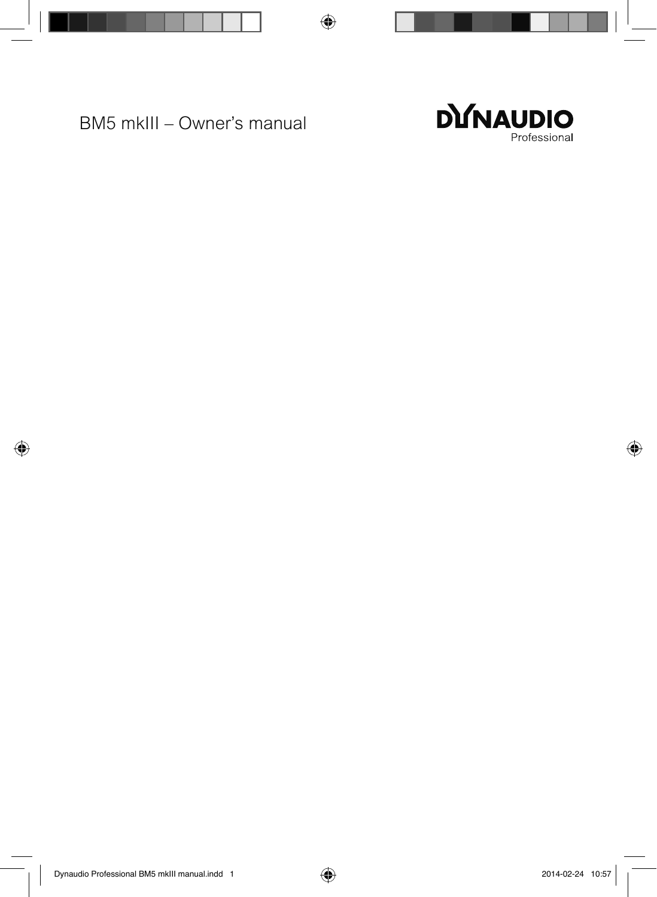# BM5 mkIII – Owner's manual

DYNAUDIO
Professional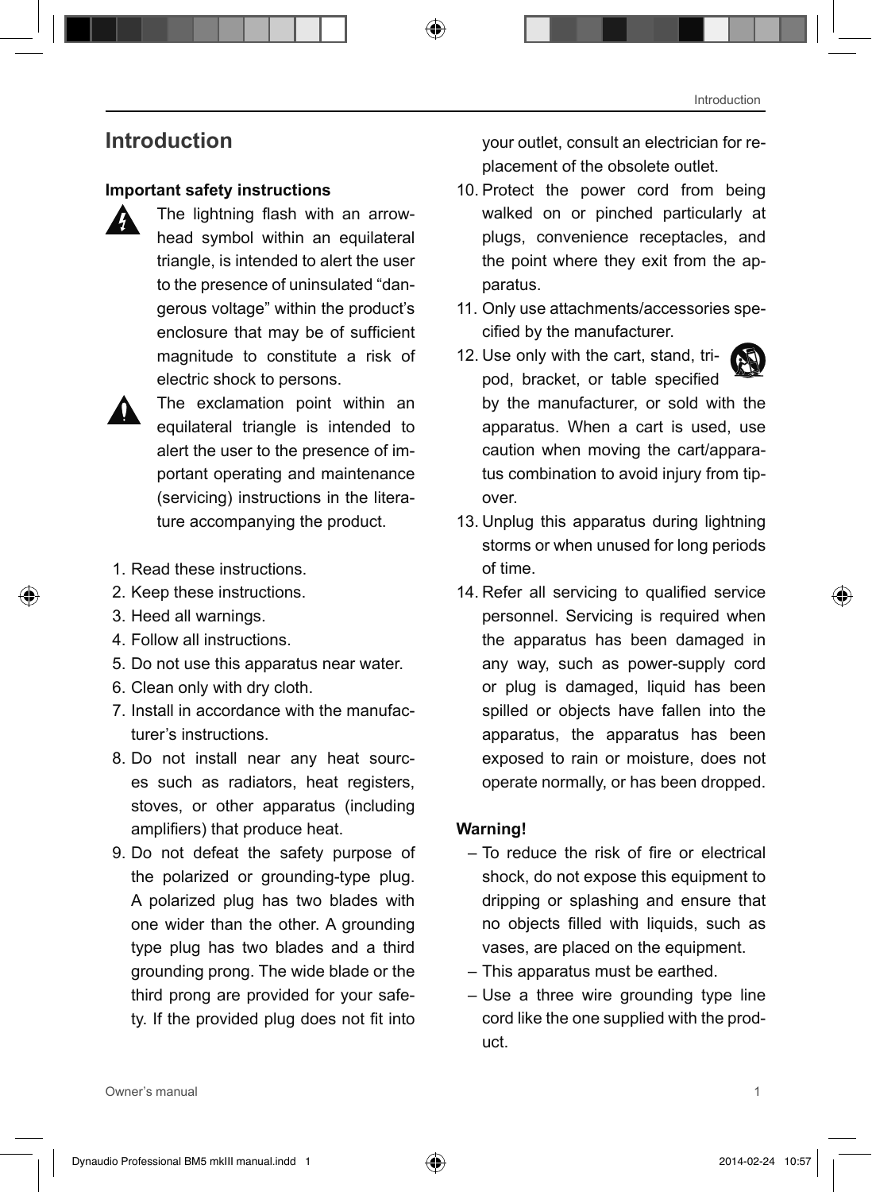# Introduction

**Important safety instructions**

The lightning flash with an arrowhead symbol within an equilateral triangle, is intended to alert the user to the presence of uninsulated "dangerous voltage" within the product's enclosure that may be of sufficient magnitude to constitute a risk of electric shock to persons.

The exclamation point within an equilateral triangle is intended to alert the user to the presence of important operating and maintenance (servicing) instructions in the literature accompanying the product.

1. Read these instructions.
2. Keep these instructions.
3. Heed all warnings.
4. Follow all instructions.
5. Do not use this apparatus near water.
6. Clean only with dry cloth.
7. Install in accordance with the manufacturer's instructions.
8. Do not install near any heat sources such as radiators, heat registers, stoves, or other apparatus (including amplifiers) that produce heat.
9. Do not defeat the safety purpose of the polarized or grounding-type plug. A polarized plug has two blades with one wider than the other. A grounding type plug has two blades and a third grounding prong. The wide blade or the third prong are provided for your safety. If the provided plug does not fit into your outlet, consult an electrician for replacement of the obsolete outlet.
10. Protect the power cord from being walked on or pinched particularly at plugs, convenience receptacles, and the point where they exit from the apparatus.
11. Only use attachments/accessories specified by the manufacturer.
12. Use only with the cart, stand, tripod, bracket, or table specified by the manufacturer, or sold with the apparatus. When a cart is used, use caution when moving the cart/apparatus combination to avoid injury from tip-over.
13. Unplug this apparatus during lightning storms or when unused for long periods of time.
14. Refer all servicing to qualified service personnel. Servicing is required when the apparatus has been damaged in any way, such as power-supply cord or plug is damaged, liquid has been spilled or objects have fallen into the apparatus, the apparatus has been exposed to rain or moisture, does not operate normally, or has been dropped.

**Warning!**

– To reduce the risk of fire or electrical shock, do not expose this equipment to dripping or splashing and ensure that no objects filled with liquids, such as vases, are placed on the equipment.
– This apparatus must be earthed.
– Use a three wire grounding type line cord like the one supplied with the product.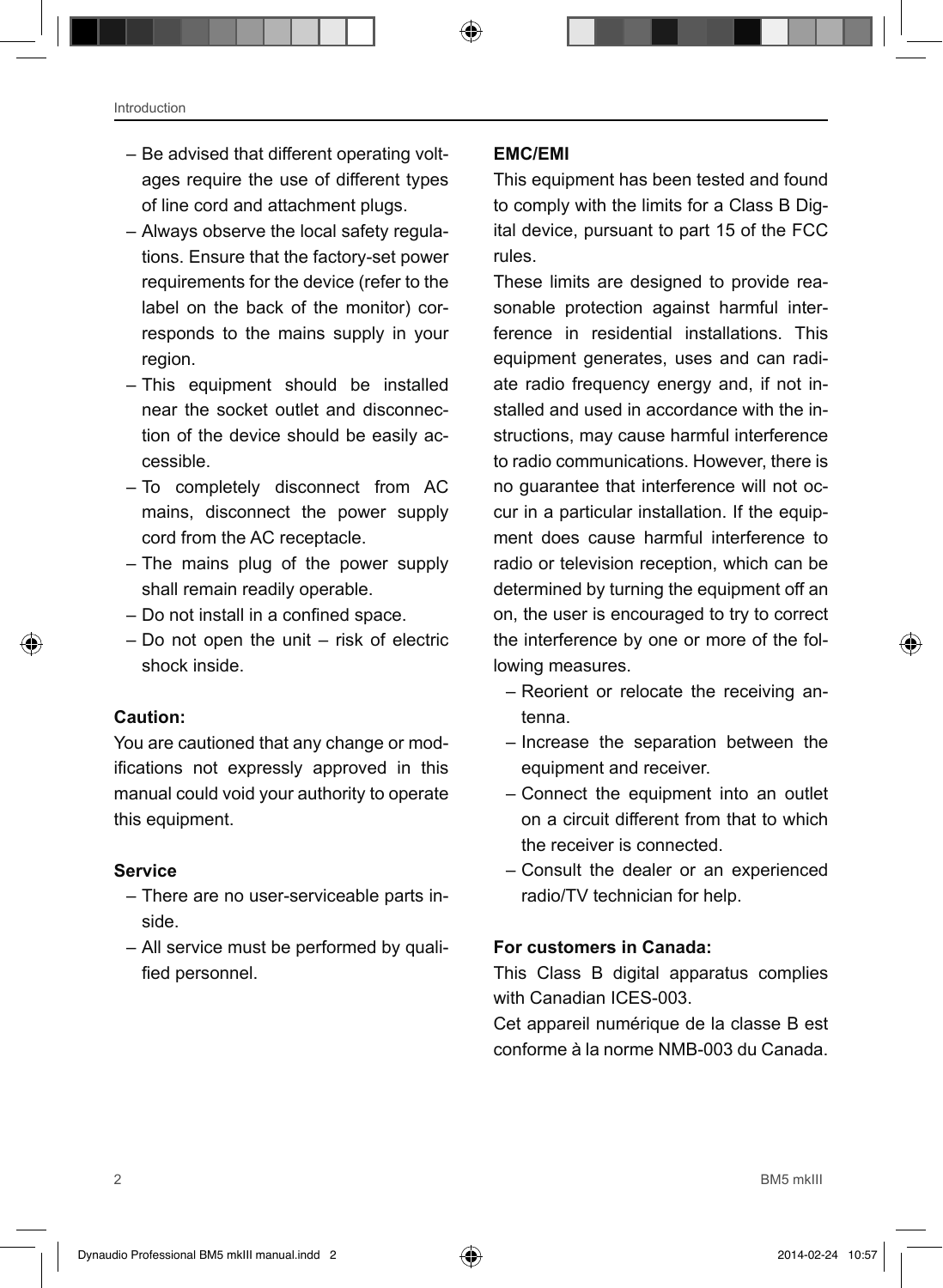- Be advised that different operating voltages require the use of different types of line cord and attachment plugs.
- Always observe the local safety regulations. Ensure that the factory-set power requirements for the device (refer to the label on the back of the monitor) corresponds to the mains supply in your region.
- This equipment should be installed near the socket outlet and disconnection of the device should be easily accessible.
- To completely disconnect from AC mains, disconnect the power supply cord from the AC receptacle.
- The mains plug of the power supply shall remain readily operable.
- Do not install in a confined space.
- Do not open the unit – risk of electric shock inside.

**Caution:**

You are cautioned that any change or modifications not expressly approved in this manual could void your authority to operate this equipment.

**Service**

- There are no user-serviceable parts inside.
- All service must be performed by qualified personnel.

**EMC/EMI**

This equipment has been tested and found to comply with the limits for a Class B Digital device, pursuant to part 15 of the FCC rules.

These limits are designed to provide reasonable protection against harmful interference in residential installations. This equipment generates, uses and can radiate radio frequency energy and, if not installed and used in accordance with the instructions, may cause harmful interference to radio communications. However, there is no guarantee that interference will not occur in a particular installation. If the equipment does cause harmful interference to radio or television reception, which can be determined by turning the equipment off an on, the user is encouraged to try to correct the interference by one or more of the following measures.

- Reorient or relocate the receiving antenna.
- Increase the separation between the equipment and receiver.
- Connect the equipment into an outlet on a circuit different from that to which the receiver is connected.
- Consult the dealer or an experienced radio/TV technician for help.

**For customers in Canada:**

This Class B digital apparatus complies with Canadian ICES-003.

Cet appareil numérique de la classe B est conforme à la norme NMB-003 du Canada.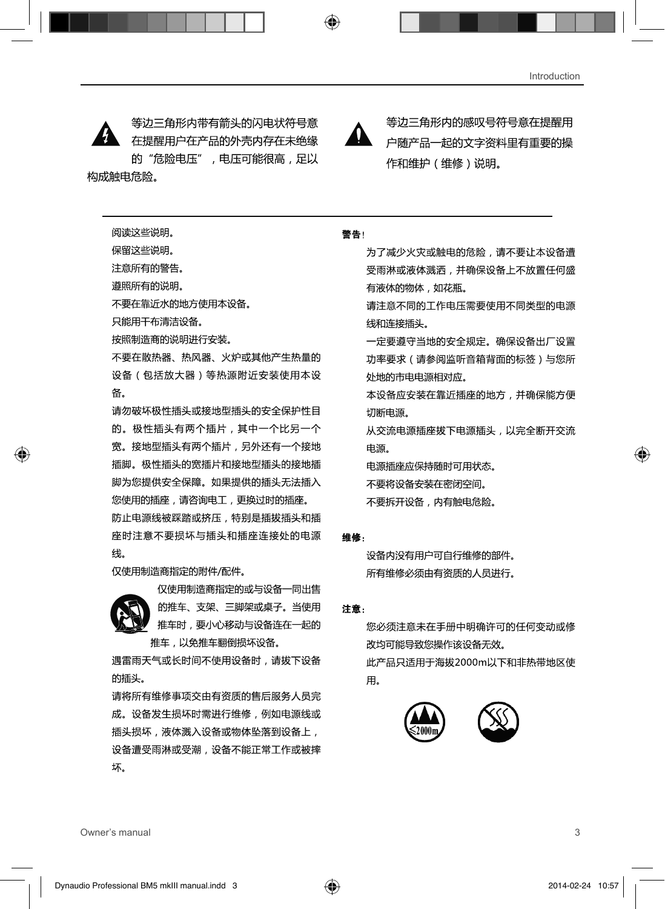等边三角形内带有箭头的闪电状符号意在提醒用户在产品的外壳内存在未绝缘的"危险电压"，电压可能很高，足以构成触电危险。

等边三角形内的感叹号符号意在提醒用户随产品一起的文字资料里有重要的操作和维护（维修）说明。

阅读这些说明。

保留这些说明。

注意所有的警告。

遵照所有的说明。

不要在靠近水的地方使用本设备。

只能用干布清洁设备。

按照制造商的说明进行安装。

不要在散热器、热风器、火炉或其他产生热量的设备（包括放大器）等热源附近安装使用本设备。

请勿破坏极性插头或接地型插头的安全保护性目的。极性插头有两个插片，其中一个比另一个宽。接地型插头有两个插片，另外还有一个接地插脚。极性插头的宽插片和接地型插头的接地插脚为您提供安全保障。如果提供的插头无法插入您使用的插座，请咨询电工，更换过时的插座。

防止电源线被踩踏或挤压，特别是插拔插头和插座时注意不要损坏与插头和插座连接处的电源线。

仅使用制造商指定的附件/配件。

仅使用制造商指定的或与设备一同出售的推车、支架、三脚架或桌子。当使用推车时，要小心移动与设备连在一起的推车，以免推车翻倒损坏设备。

遇雷雨天气或长时间不使用设备时，请拔下设备的插头。

请将所有维修事项交由有资质的售后服务人员完成。设备发生损坏时需进行维修，例如电源线或插头损坏，液体溅入设备或物体坠落到设备上，设备遭受雨淋或受潮，设备不能正常工作或被摔坏。

**警告**！

为了减少火灾或触电的危险，请不要让本设备遭受雨淋或液体溅洒，并确保设备上不放置任何盛有液体的物体，如花瓶。

请注意不同的工作电压需要使用不同类型的电源线和连接插头。

一定要遵守当地的安全规定。确保设备出厂设置功率要求（请参阅监听音箱背面的标签）与您所处地的市电电源相对应。

本设备应安装在靠近插座的地方，并确保能方便切断电源。

从交流电源插座拔下电源插头，以完全断开交流电源。

电源插座应保持随时可用状态。

不要将设备安装在密闭空间。

不要拆开设备，内有触电危险。

**维修**：

设备内没有用户可自行维修的部件。

所有维修必须由有资质的人员进行。

**注意**：

您必须注意未在手册中明确许可的任何变动或修改均可能导致您操作该设备无效。

此产品只适用于海拔2000m以下和非热带地区使用。

≤2000m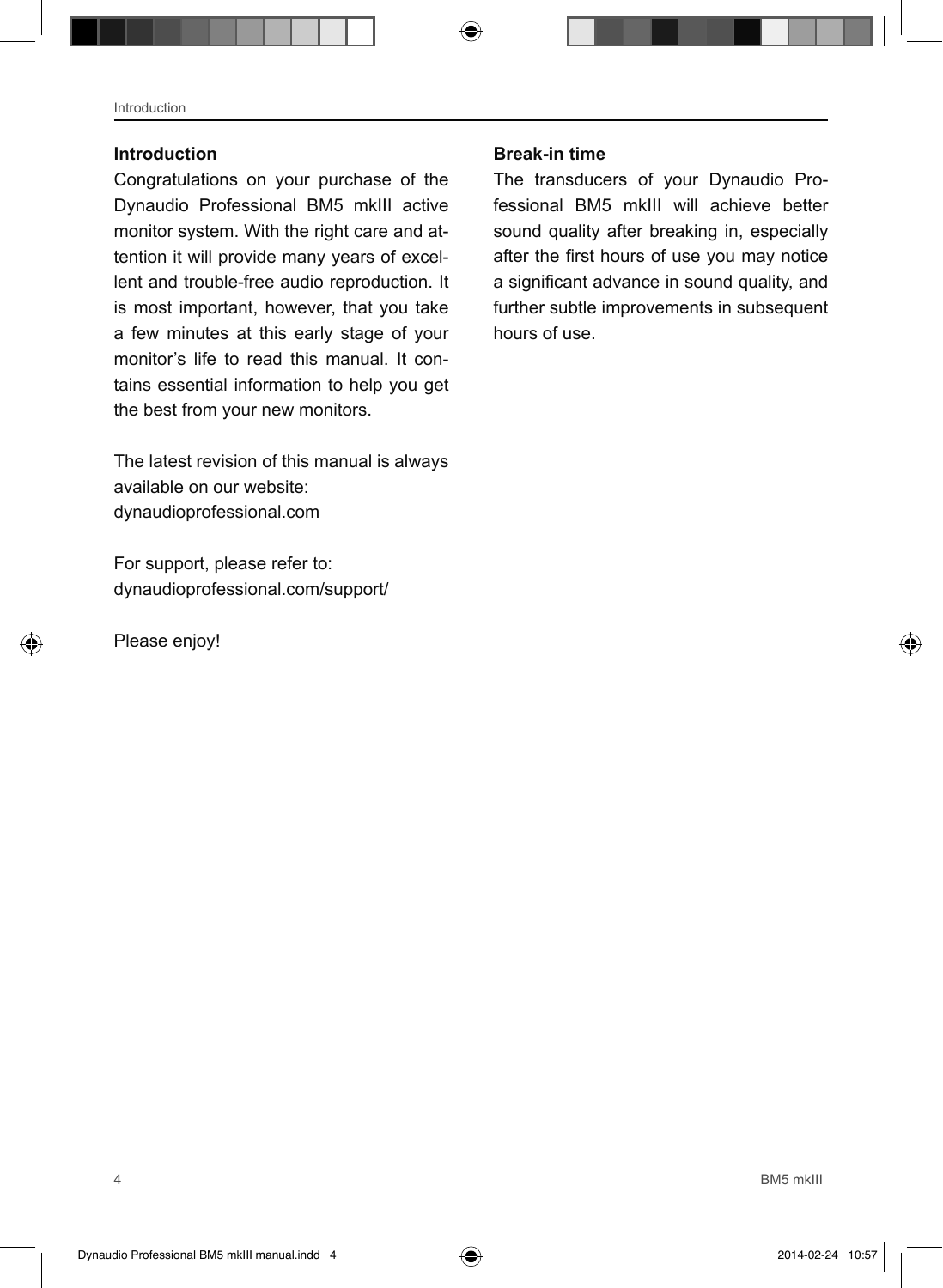## Introduction

Congratulations on your purchase of the Dynaudio Professional BM5 mkIII active monitor system. With the right care and attention it will provide many years of excellent and trouble-free audio reproduction. It is most important, however, that you take a few minutes at this early stage of your monitor's life to read this manual. It contains essential information to help you get the best from your new monitors.

The latest revision of this manual is always available on our website:
dynaudioprofessional.com

For support, please refer to:
dynaudioprofessional.com/support/

Please enjoy!

## Break-in time

The transducers of your Dynaudio Professional BM5 mkIII will achieve better sound quality after breaking in, especially after the first hours of use you may notice a significant advance in sound quality, and further subtle improvements in subsequent hours of use.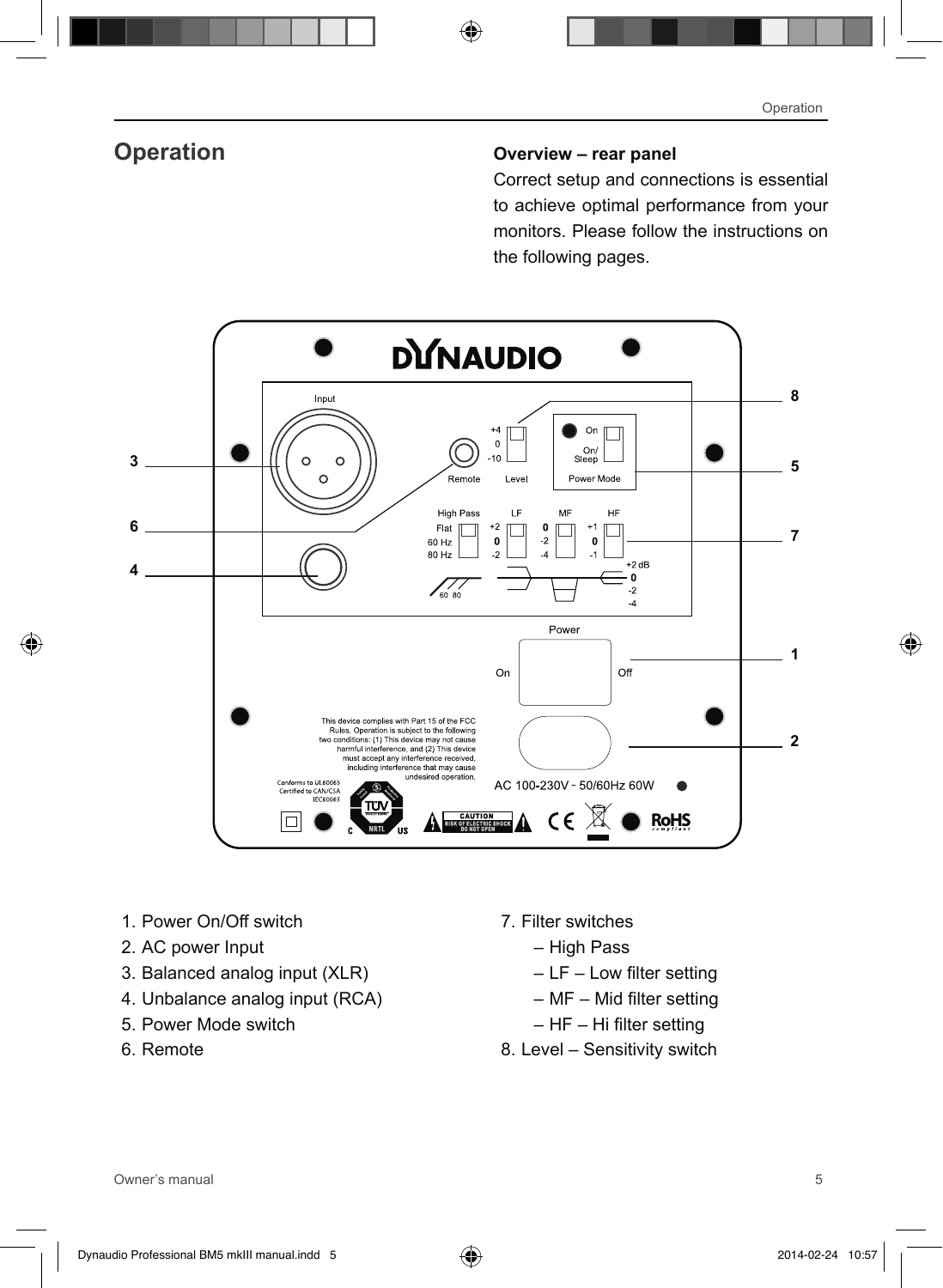# Operation

**Overview – rear panel**

Correct setup and connections is essential to achieve optimal performance from your monitors. Please follow the instructions on the following pages.

1. Power On/Off switch
2. AC power Input
3. Balanced analog input (XLR)
4. Unbalance analog input (RCA)
5. Power Mode switch
6. Remote
7. Filter switches
   - High Pass
   - LF – Low filter setting
   - MF – Mid filter setting
   - HF – Hi filter setting
8. Level – Sensitivity switch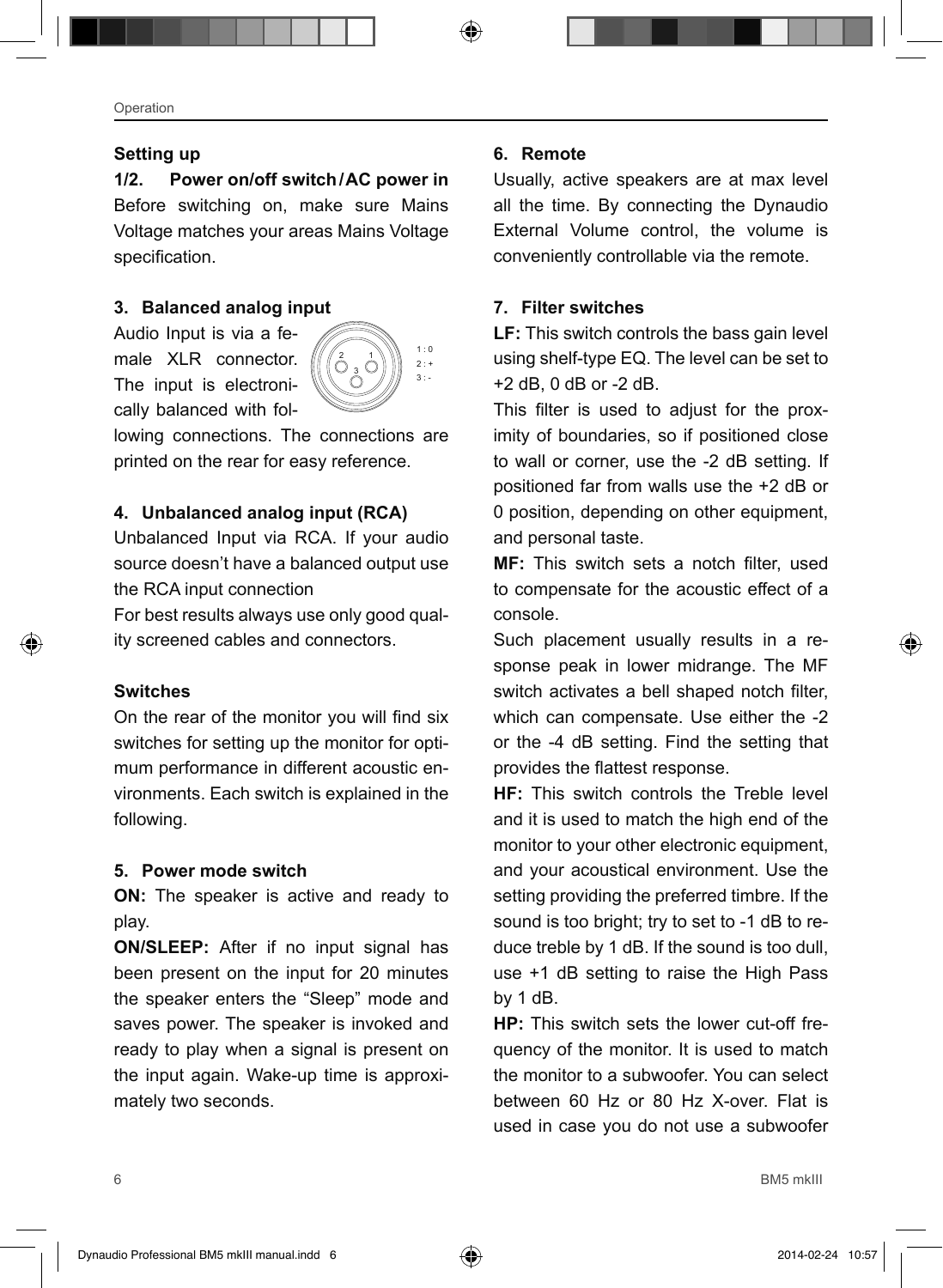## Setting up

**1/2. Power on/off switch / AC power in**

Before switching on, make sure Mains Voltage matches your areas Mains Voltage specification.

**3. Balanced analog input**

Audio Input is via a female XLR connector. The input is electronically balanced with following connections. The connections are printed on the rear for easy reference.

1 : 0
2 : +
3 : -

**4. Unbalanced analog input (RCA)**

Unbalanced Input via RCA. If your audio source doesn't have a balanced output use the RCA input connection

For best results always use only good quality screened cables and connectors.

**Switches**

On the rear of the monitor you will find six switches for setting up the monitor for optimum performance in different acoustic environments. Each switch is explained in the following.

**5. Power mode switch**

**ON:** The speaker is active and ready to play.

**ON/SLEEP:** After if no input signal has been present on the input for 20 minutes the speaker enters the "Sleep" mode and saves power. The speaker is invoked and ready to play when a signal is present on the input again. Wake-up time is approximately two seconds.

**6. Remote**

Usually, active speakers are at max level all the time. By connecting the Dynaudio External Volume control, the volume is conveniently controllable via the remote.

**7. Filter switches**

**LF:** This switch controls the bass gain level using shelf-type EQ. The level can be set to +2 dB, 0 dB or -2 dB.

This filter is used to adjust for the proximity of boundaries, so if positioned close to wall or corner, use the -2 dB setting. If positioned far from walls use the +2 dB or 0 position, depending on other equipment, and personal taste.

**MF:** This switch sets a notch filter, used to compensate for the acoustic effect of a console.

Such placement usually results in a response peak in lower midrange. The MF switch activates a bell shaped notch filter, which can compensate. Use either the -2 or the -4 dB setting. Find the setting that provides the flattest response.

**HF:** This switch controls the Treble level and it is used to match the high end of the monitor to your other electronic equipment, and your acoustical environment. Use the setting providing the preferred timbre. If the sound is too bright; try to set to -1 dB to reduce treble by 1 dB. If the sound is too dull, use +1 dB setting to raise the High Pass by 1 dB.

**HP:** This switch sets the lower cut-off frequency of the monitor. It is used to match the monitor to a subwoofer. You can select between 60 Hz or 80 Hz X-over. Flat is used in case you do not use a subwoofer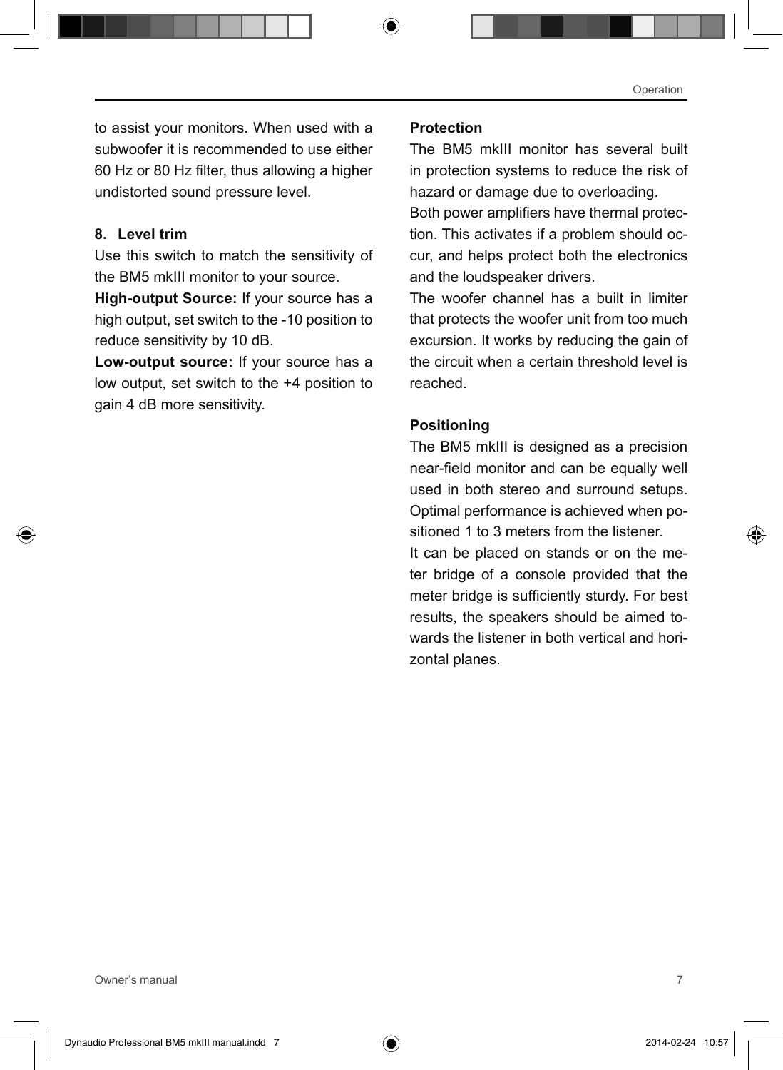to assist your monitors. When used with a subwoofer it is recommended to use either 60 Hz or 80 Hz filter, thus allowing a higher undistorted sound pressure level.

**8. Level trim**

Use this switch to match the sensitivity of the BM5 mkIII monitor to your source.

**High-output Source:** If your source has a high output, set switch to the -10 position to reduce sensitivity by 10 dB.

**Low-output source:** If your source has a low output, set switch to the +4 position to gain 4 dB more sensitivity.

**Protection**

The BM5 mkIII monitor has several built in protection systems to reduce the risk of hazard or damage due to overloading.

Both power amplifiers have thermal protection. This activates if a problem should occur, and helps protect both the electronics and the loudspeaker drivers.

The woofer channel has a built in limiter that protects the woofer unit from too much excursion. It works by reducing the gain of the circuit when a certain threshold level is reached.

**Positioning**

The BM5 mkIII is designed as a precision near-field monitor and can be equally well used in both stereo and surround setups. Optimal performance is achieved when positioned 1 to 3 meters from the listener.

It can be placed on stands or on the meter bridge of a console provided that the meter bridge is sufficiently sturdy. For best results, the speakers should be aimed towards the listener in both vertical and horizontal planes.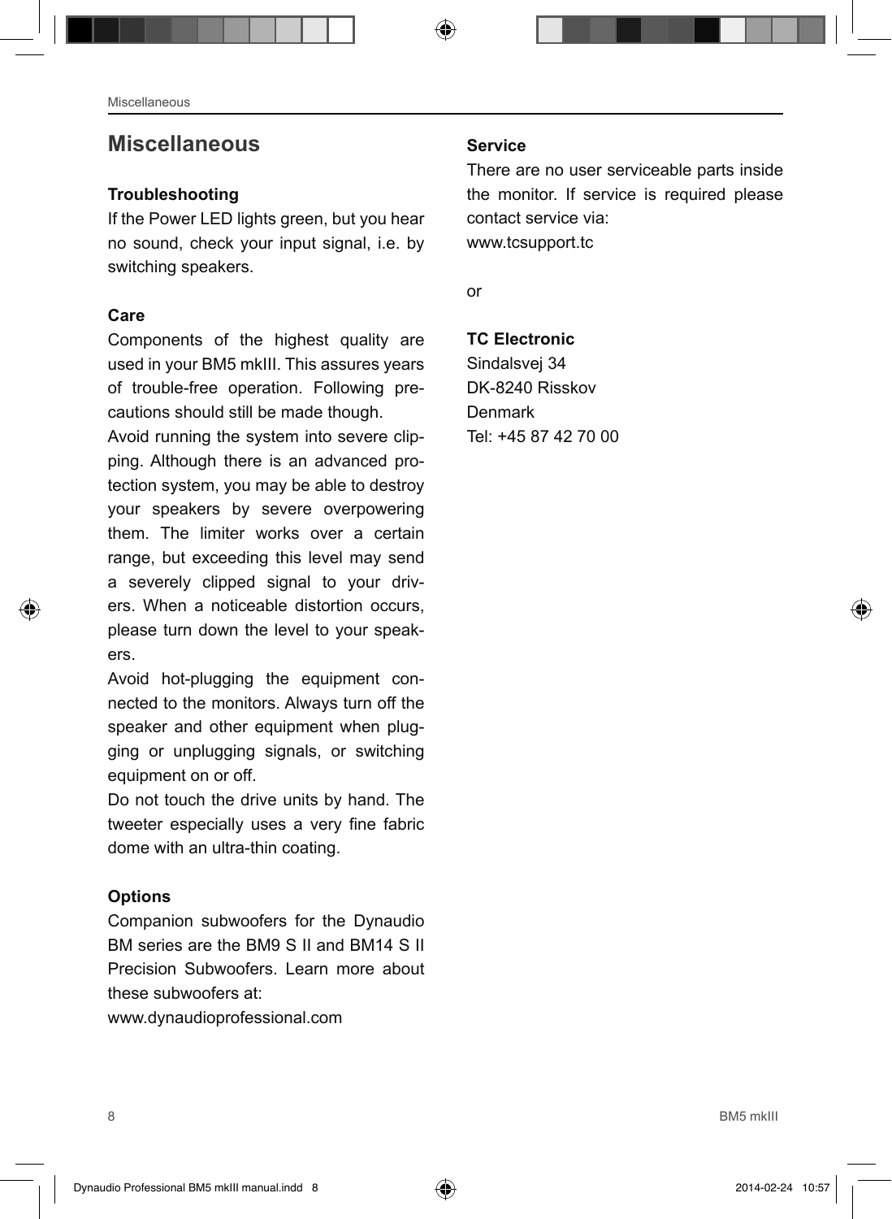# Miscellaneous

### Troubleshooting

If the Power LED lights green, but you hear no sound, check your input signal, i.e. by switching speakers.

### Care

Components of the highest quality are used in your BM5 mkIII. This assures years of trouble-free operation. Following precautions should still be made though.

Avoid running the system into severe clipping. Although there is an advanced protection system, you may be able to destroy your speakers by severe overpowering them. The limiter works over a certain range, but exceeding this level may send a severely clipped signal to your drivers. When a noticeable distortion occurs, please turn down the level to your speakers.

Avoid hot-plugging the equipment connected to the monitors. Always turn off the speaker and other equipment when plugging or unplugging signals, or switching equipment on or off.

Do not touch the drive units by hand. The tweeter especially uses a very fine fabric dome with an ultra-thin coating.

### Options

Companion subwoofers for the Dynaudio BM series are the BM9 S II and BM14 S II Precision Subwoofers. Learn more about these subwoofers at:
www.dynaudioprofessional.com

### Service

There are no user serviceable parts inside the monitor. If service is required please contact service via:
www.tcsupport.tc

or

**TC Electronic**
Sindalsvej 34
DK-8240 Risskov
Denmark
Tel: +45 87 42 70 00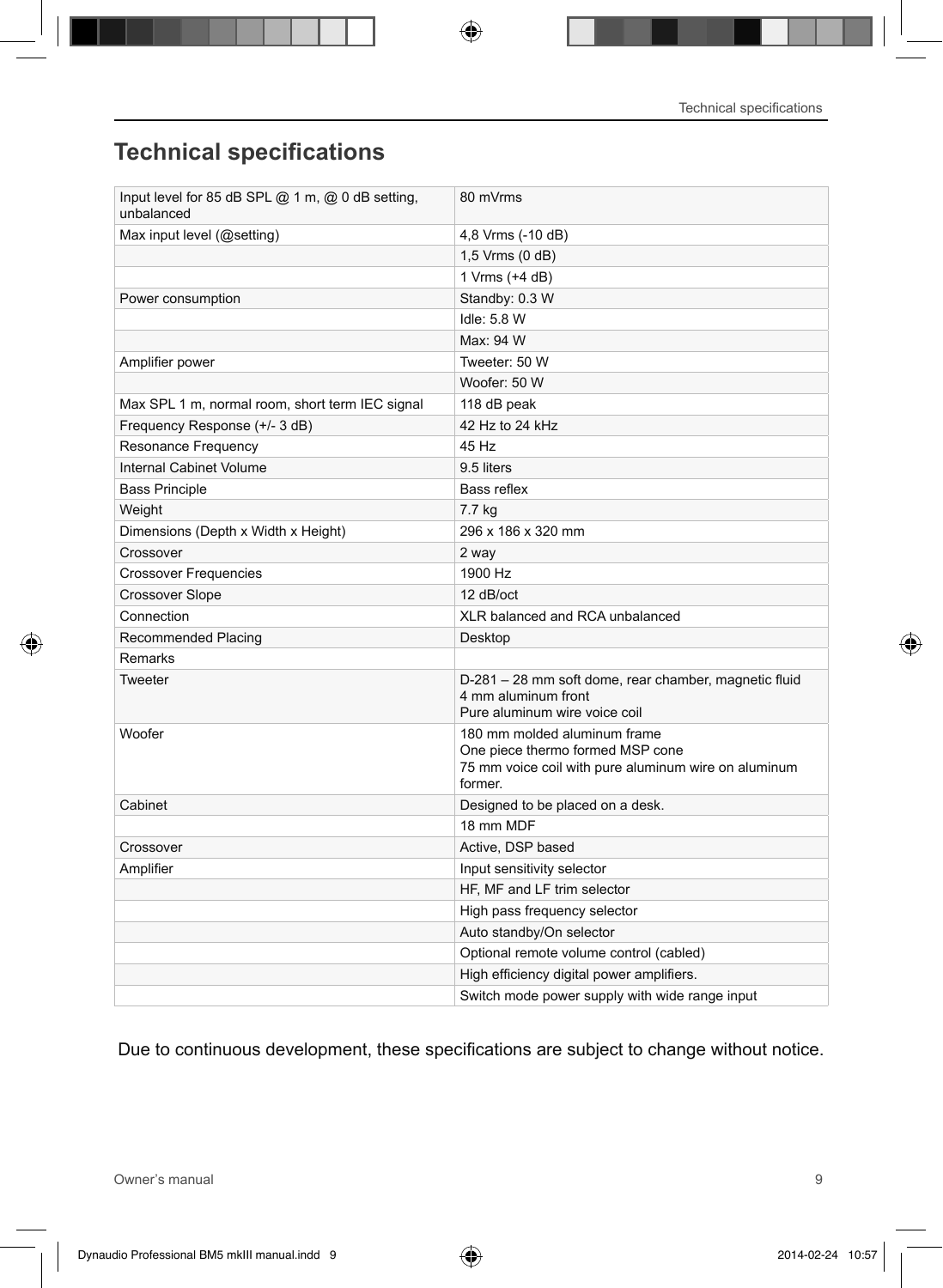# Technical specifications

| | |
|---|---|
| Input level for 85 dB SPL @ 1 m, @ 0 dB setting, unbalanced | 80 mVrms |
| Max input level (@setting) | 4,8 Vrms (-10 dB) |
| | 1,5 Vrms (0 dB) |
| | 1 Vrms (+4 dB) |
| Power consumption | Standby: 0.3 W |
| | Idle: 5.8 W |
| | Max: 94 W |
| Amplifier power | Tweeter: 50 W |
| | Woofer: 50 W |
| Max SPL 1 m, normal room, short term IEC signal | 118 dB peak |
| Frequency Response (+/- 3 dB) | 42 Hz to 24 kHz |
| Resonance Frequency | 45 Hz |
| Internal Cabinet Volume | 9.5 liters |
| Bass Principle | Bass reflex |
| Weight | 7.7 kg |
| Dimensions (Depth x Width x Height) | 296 x 186 x 320 mm |
| Crossover | 2 way |
| Crossover Frequencies | 1900 Hz |
| Crossover Slope | 12 dB/oct |
| Connection | XLR balanced and RCA unbalanced |
| Recommended Placing | Desktop |
| Remarks | |
| Tweeter | D-281 – 28 mm soft dome, rear chamber, magnetic fluid<br>4 mm aluminum front<br>Pure aluminum wire voice coil |
| Woofer | 180 mm molded aluminum frame<br>One piece thermo formed MSP cone<br>75 mm voice coil with pure aluminum wire on aluminum former. |
| Cabinet | Designed to be placed on a desk. |
| | 18 mm MDF |
| Crossover | Active, DSP based |
| Amplifier | Input sensitivity selector |
| | HF, MF and LF trim selector |
| | High pass frequency selector |
| | Auto standby/On selector |
| | Optional remote volume control (cabled) |
| | High efficiency digital power amplifiers. |
| | Switch mode power supply with wide range input |

Due to continuous development, these specifications are subject to change without notice.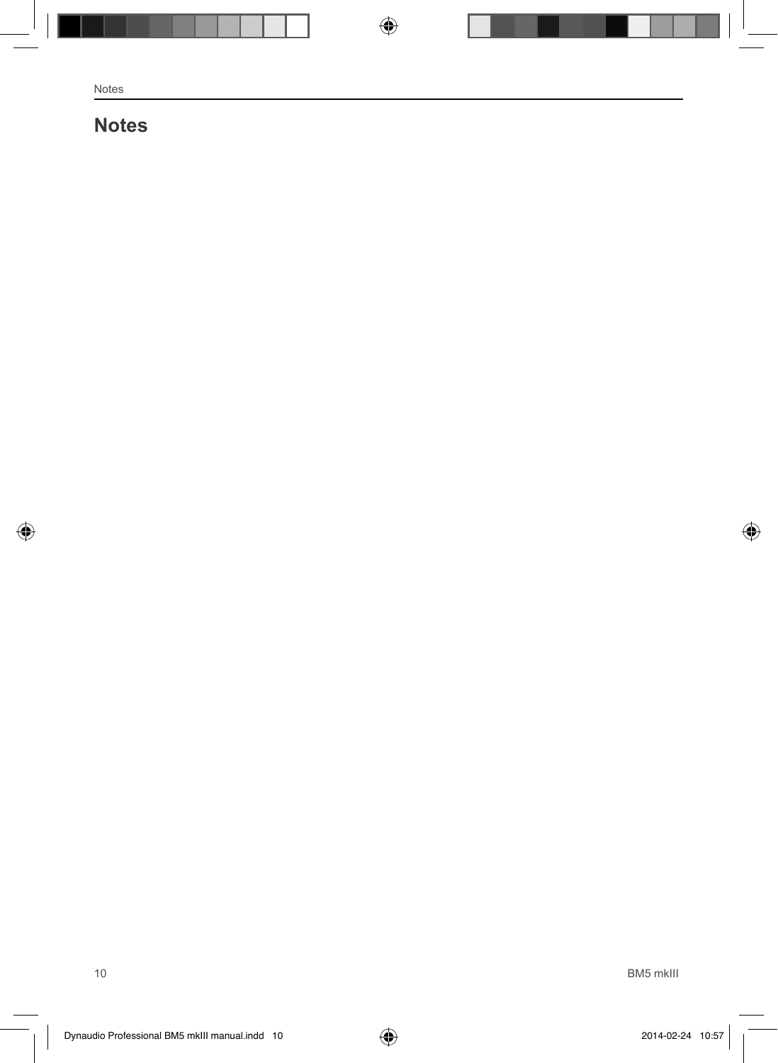# Notes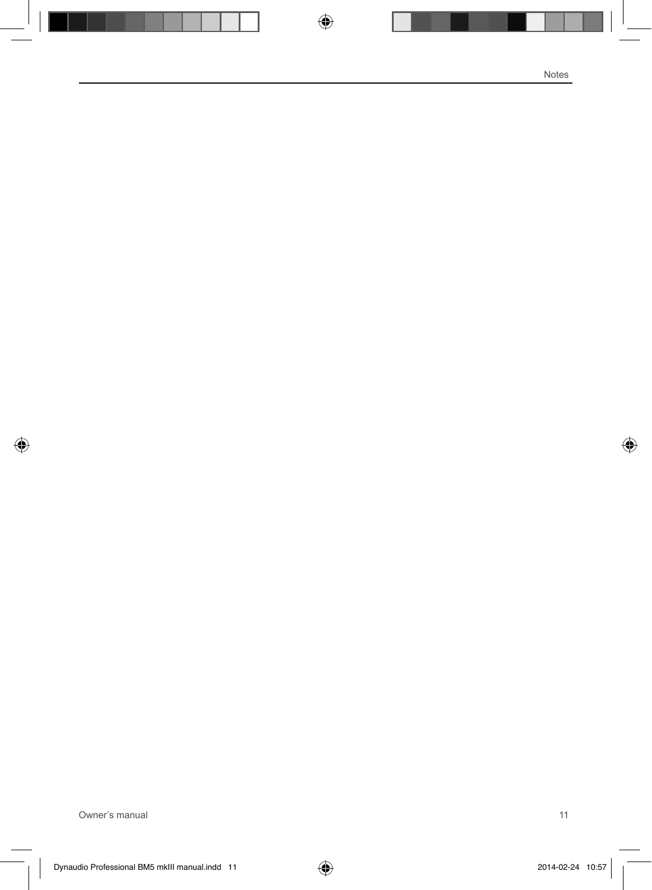# Notes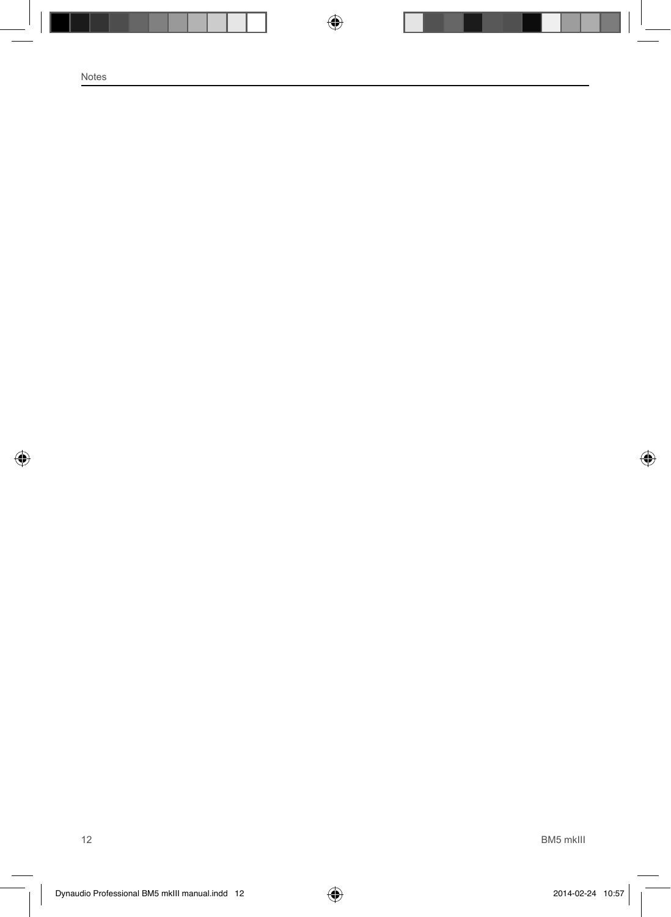# Notes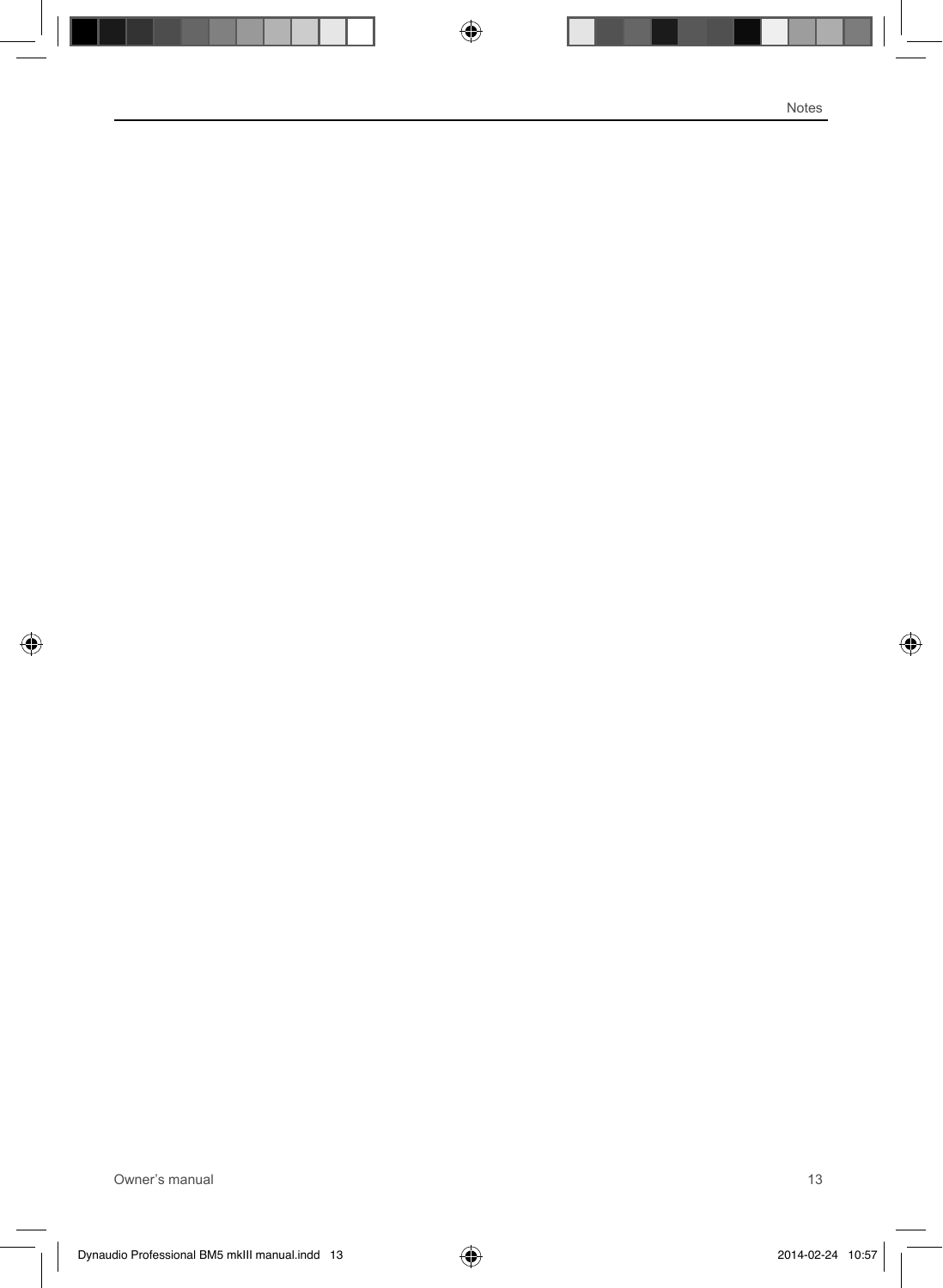# Notes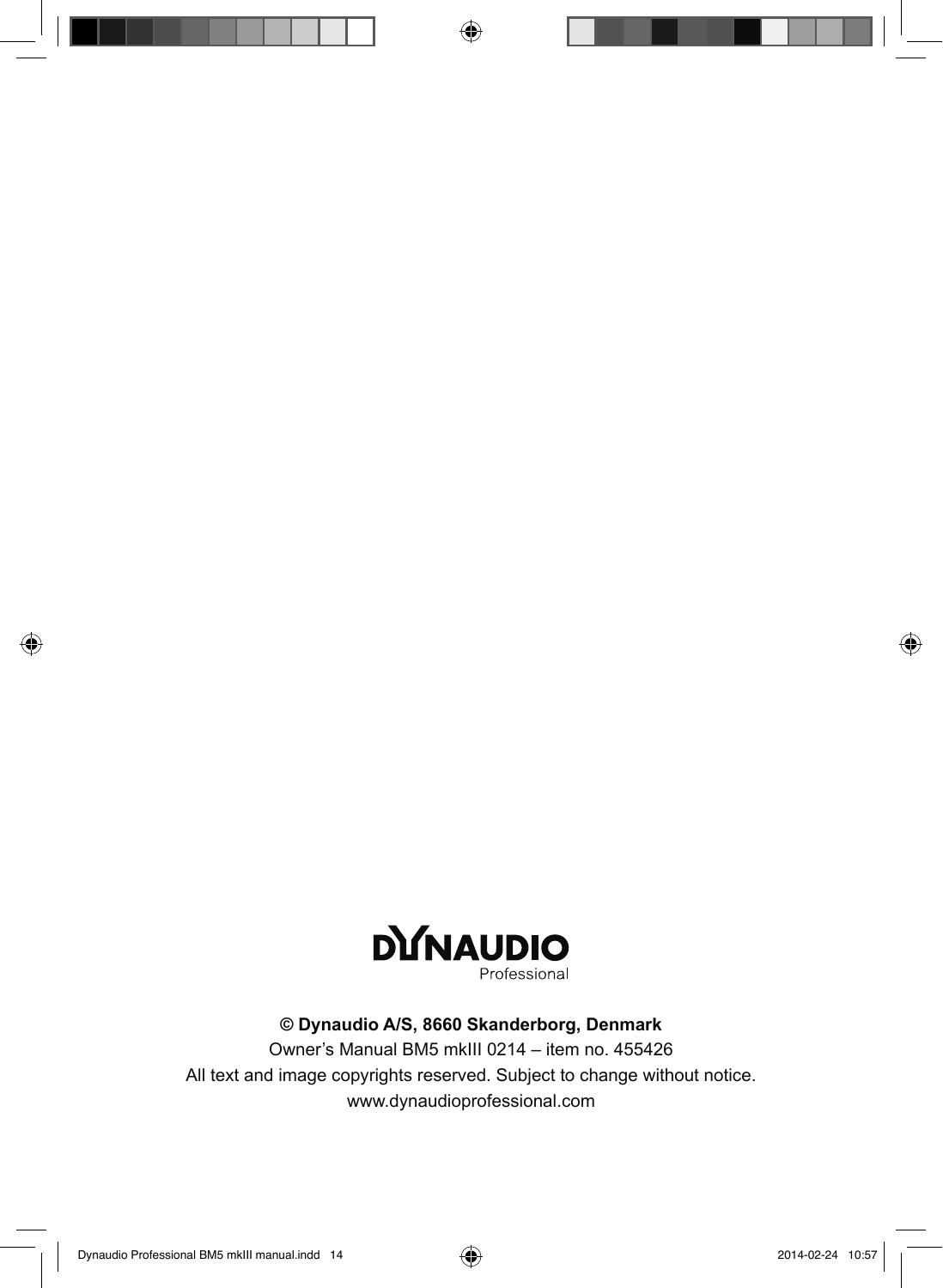DYNAUDIO

Professional

**© Dynaudio A/S, 8660 Skanderborg, Denmark**

Owner's Manual BM5 mkIII 0214 – item no. 455426

All text and image copyrights reserved. Subject to change without notice.

www.dynaudioprofessional.com